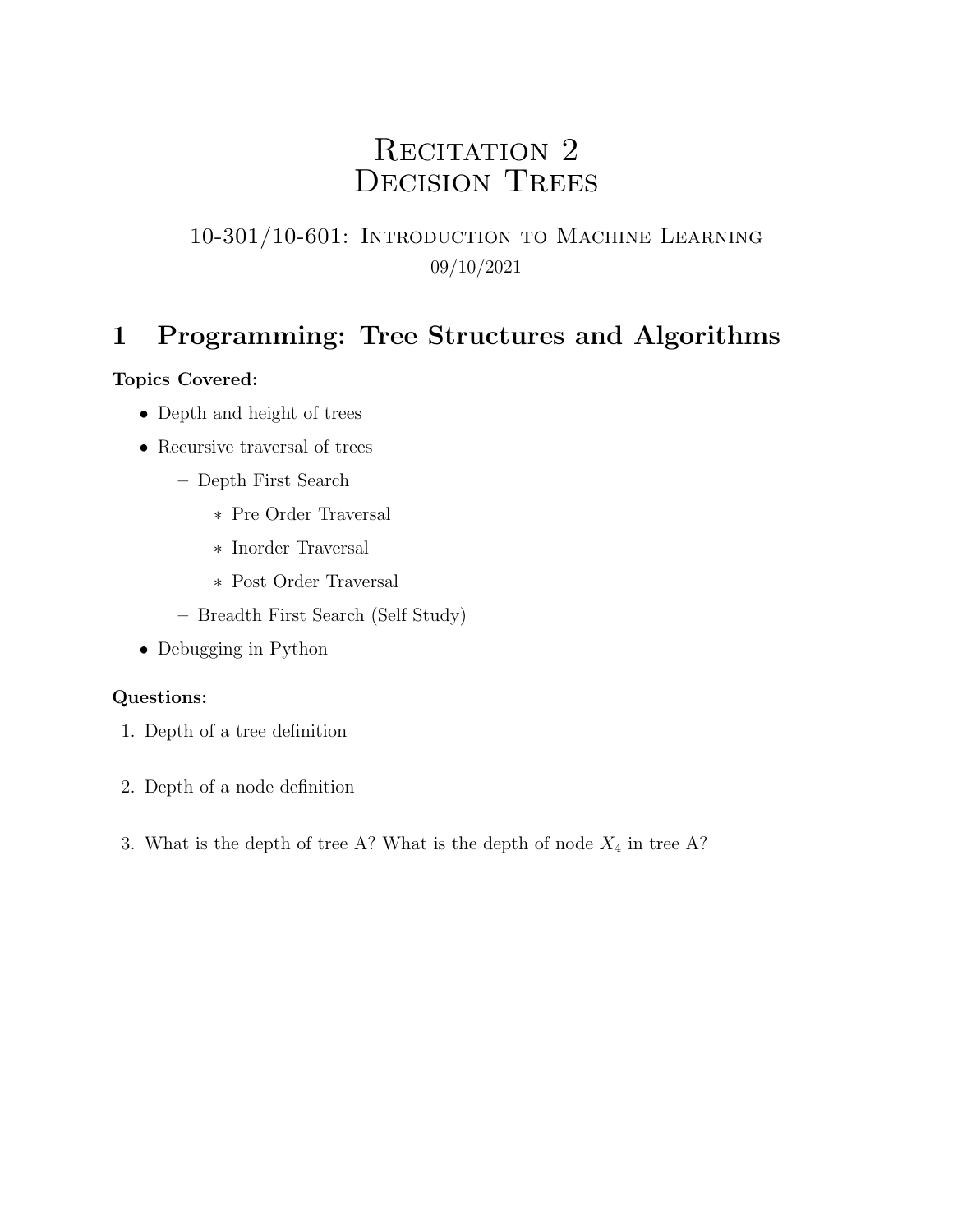# Recitation 2
# Decision Trees

10-301/10-601: Introduction to Machine Learning
09/10/2021

## 1 Programming: Tree Structures and Algorithms

**Topics Covered:**

- Depth and height of trees
- Recursive traversal of trees
  - Depth First Search
    - Pre Order Traversal
    - Inorder Traversal
    - Post Order Traversal
  - Breadth First Search (Self Study)
- Debugging in Python

**Questions:**

1. Depth of a tree definition

2. Depth of a node definition

3. What is the depth of tree A? What is the depth of node $X_4$ in tree A?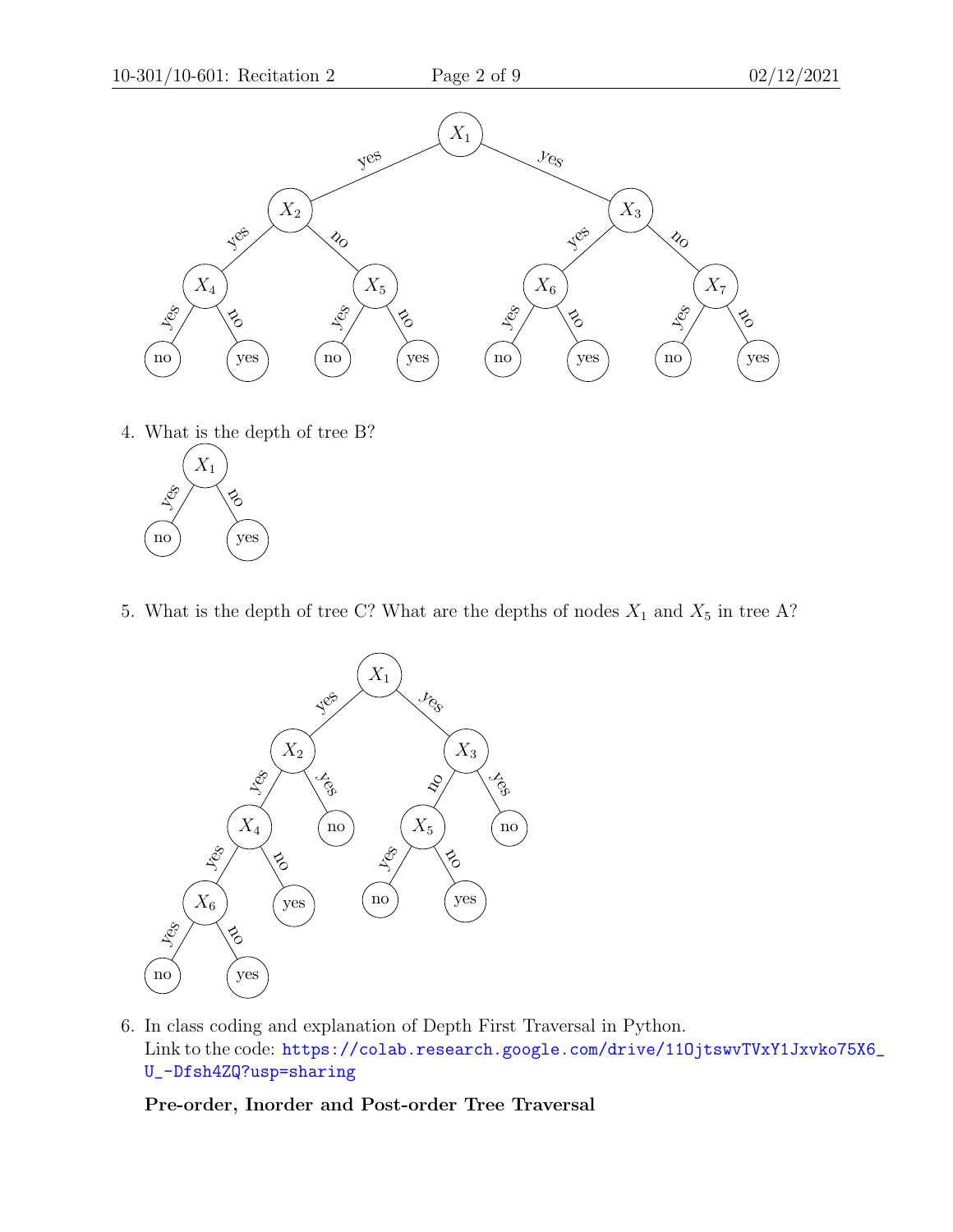4. What is the depth of tree B?

5. What is the depth of tree C? What are the depths of nodes $X_1$ and $X_5$ in tree A?

6. In class coding and explanation of Depth First Traversal in Python.
   Link to the code: https://colab.research.google.com/drive/11OjtswvTVxY1Jxvko75X6_U_-Dfsh4ZQ?usp=sharing

   **Pre-order, Inorder and Post-order Tree Traversal**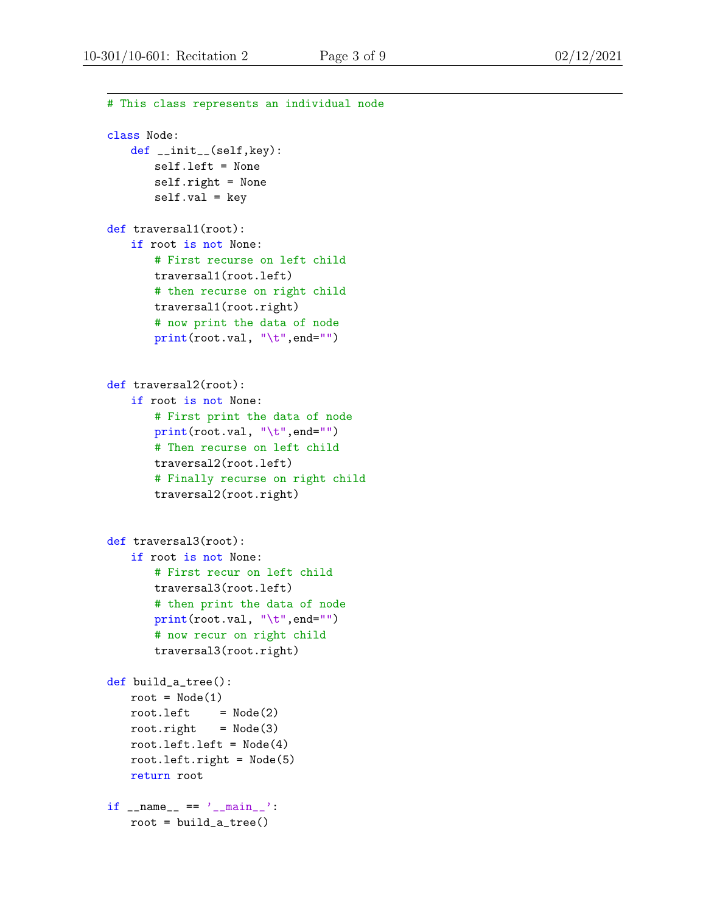```python
# This class represents an individual node

class Node:
    def __init__(self,key):
        self.left = None
        self.right = None
        self.val = key

def traversal1(root):
    if root is not None:
        # First recurse on left child
        traversal1(root.left)
        # then recurse on right child
        traversal1(root.right)
        # now print the data of node
        print(root.val, "\t",end="")


def traversal2(root):
    if root is not None:
        # First print the data of node
        print(root.val, "\t",end="")
        # Then recurse on left child
        traversal2(root.left)
        # Finally recurse on right child
        traversal2(root.right)


def traversal3(root):
    if root is not None:
        # First recur on left child
        traversal3(root.left)
        # then print the data of node
        print(root.val, "\t",end="")
        # now recur on right child
        traversal3(root.right)

def build_a_tree():
    root = Node(1)
    root.left     = Node(2)
    root.right    = Node(3)
    root.left.left = Node(4)
    root.left.right = Node(5)
    return root

if __name__ == '__main__':
    root = build_a_tree()
```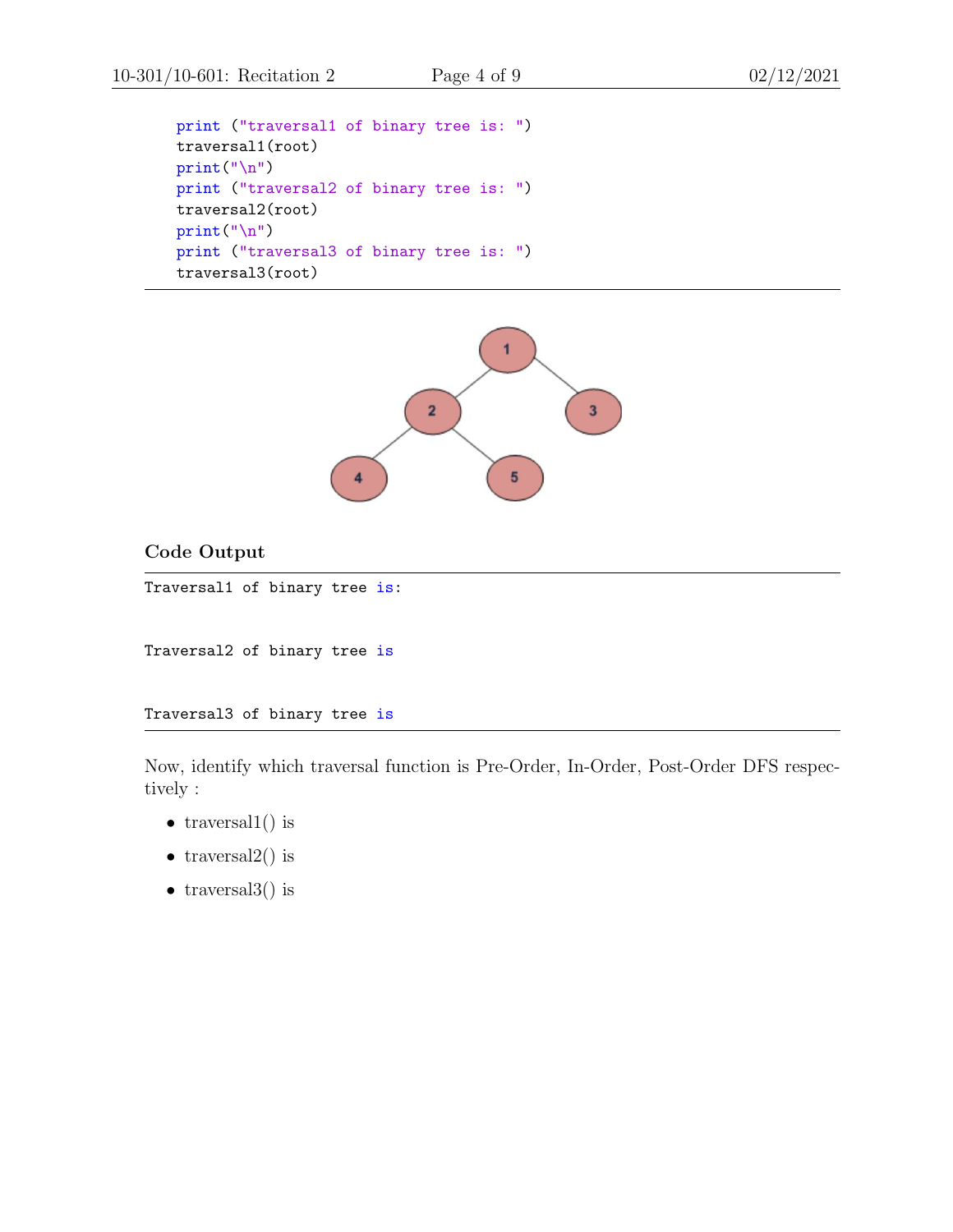```
print ("traversal1 of binary tree is: ")
traversal1(root)
print("\n")
print ("traversal2 of binary tree is: ")
traversal2(root)
print("\n")
print ("traversal3 of binary tree is: ")
traversal3(root)
```

1
2
3
4
5

### Code Output

```
Traversal1 of binary tree is:


Traversal2 of binary tree is


Traversal3 of binary tree is
```

Now, identify which traversal function is Pre-Order, In-Order, Post-Order DFS respectively :

- traversal1() is
- traversal2() is
- traversal3() is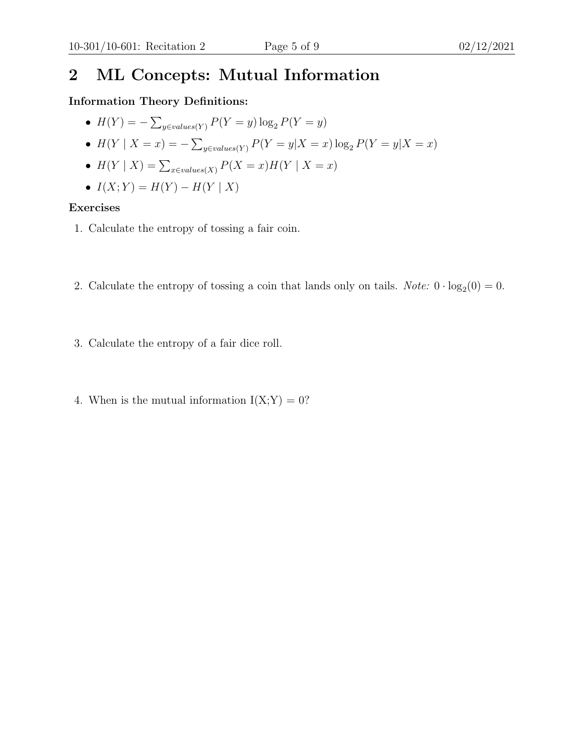# 2 ML Concepts: Mutual Information

**Information Theory Definitions:**

- $H(Y) = -\sum_{y \in values(Y)} P(Y = y) \log_2 P(Y = y)$
- $H(Y \mid X = x) = -\sum_{y \in values(Y)} P(Y = y|X = x) \log_2 P(Y = y|X = x)$
- $H(Y \mid X) = \sum_{x \in values(X)} P(X = x) H(Y \mid X = x)$
- $I(X; Y) = H(Y) - H(Y \mid X)$

**Exercises**

1. Calculate the entropy of tossing a fair coin.

2. Calculate the entropy of tossing a coin that lands only on tails. *Note:* $0 \cdot \log_2(0) = 0$.

3. Calculate the entropy of a fair dice roll.

4. When is the mutual information I(X;Y) = 0?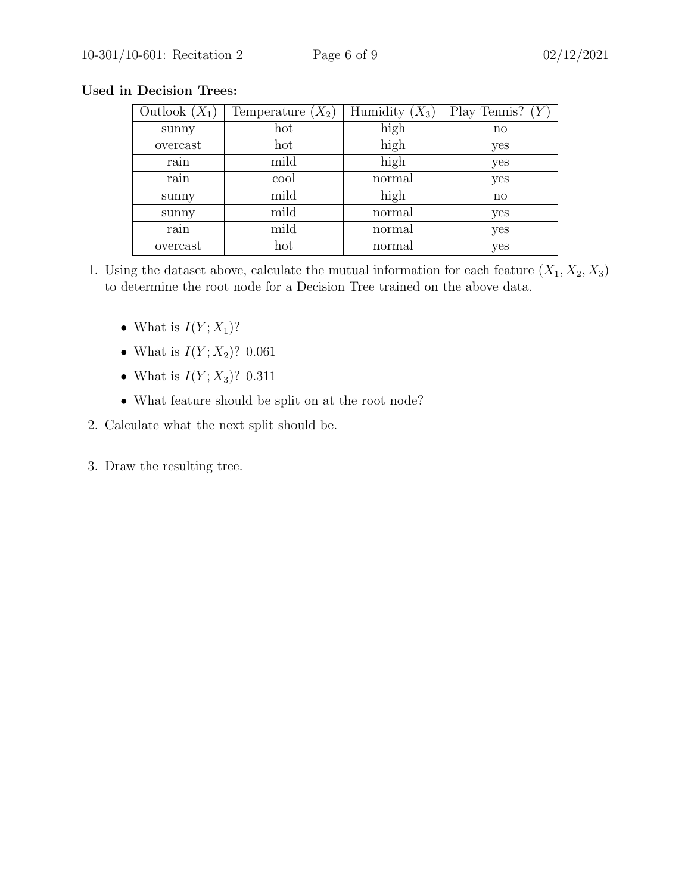**Used in Decision Trees:**

| Outlook ($X_1$) | Temperature ($X_2$) | Humidity ($X_3$) | Play Tennis? ($Y$) |
|---|---|---|---|
| sunny | hot | high | no |
| overcast | hot | high | yes |
| rain | mild | high | yes |
| rain | cool | normal | yes |
| sunny | mild | high | no |
| sunny | mild | normal | yes |
| rain | mild | normal | yes |
| overcast | hot | normal | yes |

1. Using the dataset above, calculate the mutual information for each feature ($X_1, X_2, X_3$) to determine the root node for a Decision Tree trained on the above data.

   - What is $I(Y; X_1)$?
   - What is $I(Y; X_2)$? 0.061
   - What is $I(Y; X_3)$? 0.311
   - What feature should be split on at the root node?

2. Calculate what the next split should be.

3. Draw the resulting tree.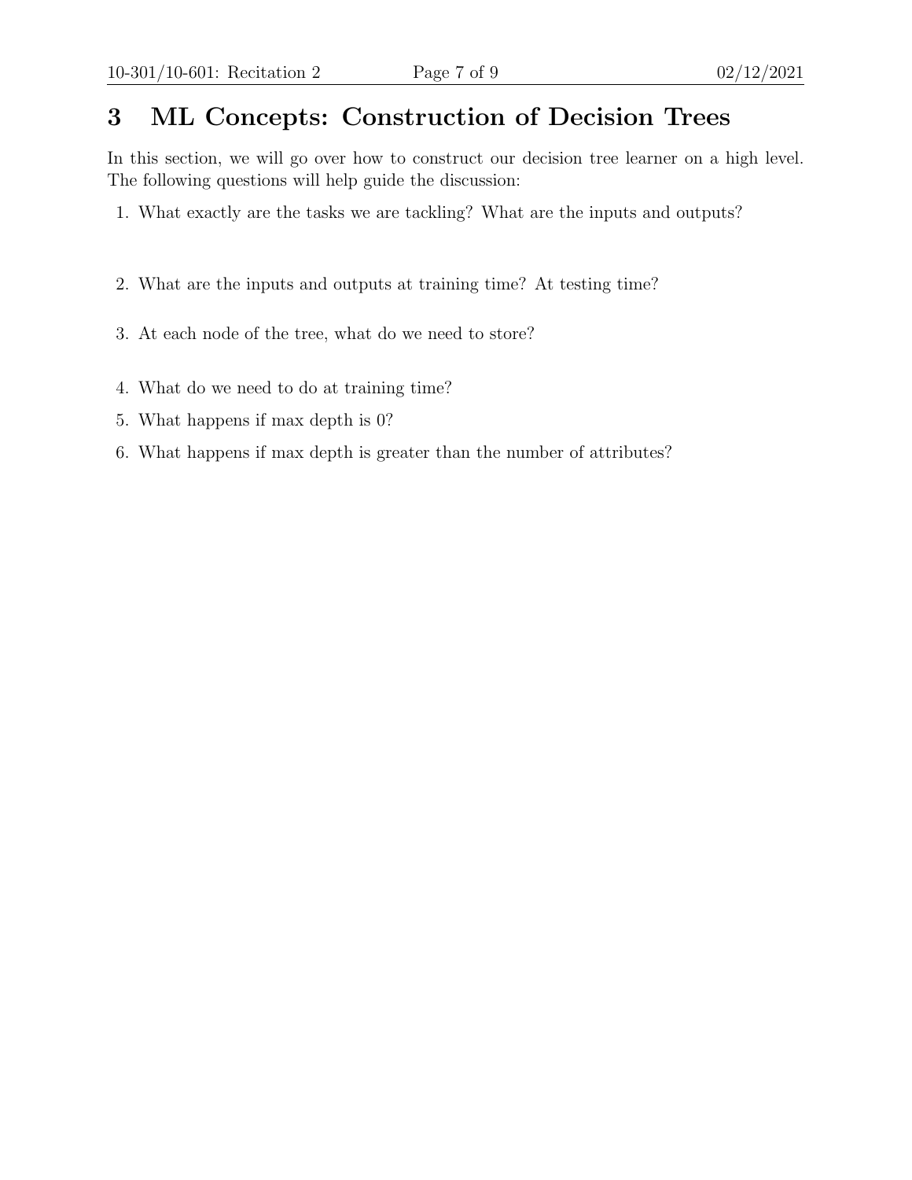# 3 ML Concepts: Construction of Decision Trees

In this section, we will go over how to construct our decision tree learner on a high level. The following questions will help guide the discussion:

1. What exactly are the tasks we are tackling? What are the inputs and outputs?
2. What are the inputs and outputs at training time? At testing time?
3. At each node of the tree, what do we need to store?
4. What do we need to do at training time?
5. What happens if max depth is 0?
6. What happens if max depth is greater than the number of attributes?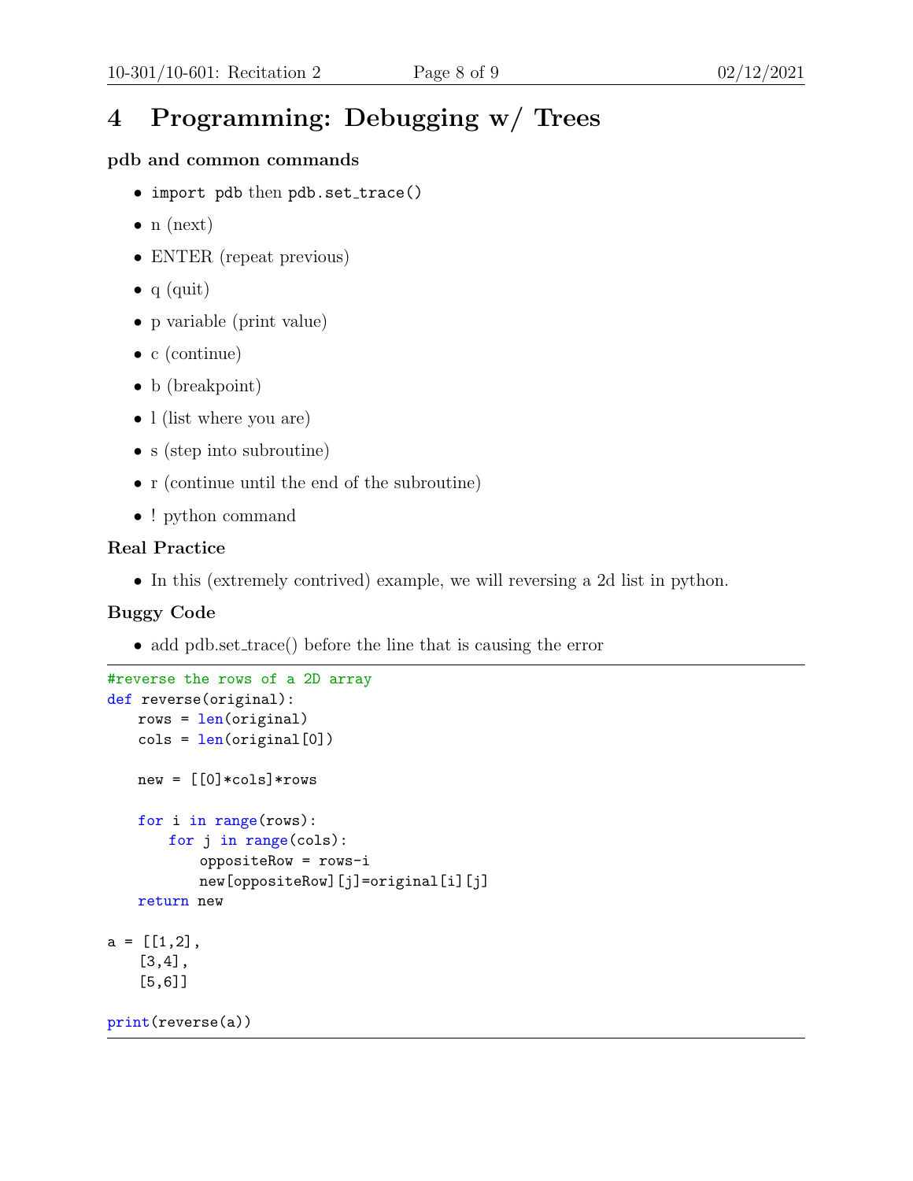# 4 Programming: Debugging w/ Trees

### pdb and common commands

- `import pdb` then `pdb.set_trace()`
- n (next)
- ENTER (repeat previous)
- q (quit)
- p variable (print value)
- c (continue)
- b (breakpoint)
- l (list where you are)
- s (step into subroutine)
- r (continue until the end of the subroutine)
- ! python command

### Real Practice

- In this (extremely contrived) example, we will reversing a 2d list in python.

### Buggy Code

- add pdb.set_trace() before the line that is causing the error

```python
#reverse the rows of a 2D array
def reverse(original):
    rows = len(original)
    cols = len(original[0])

    new = [[0]*cols]*rows

    for i in range(rows):
        for j in range(cols):
            oppositeRow = rows-i
            new[oppositeRow][j]=original[i][j]
    return new

a = [[1,2],
    [3,4],
    [5,6]]

print(reverse(a))
```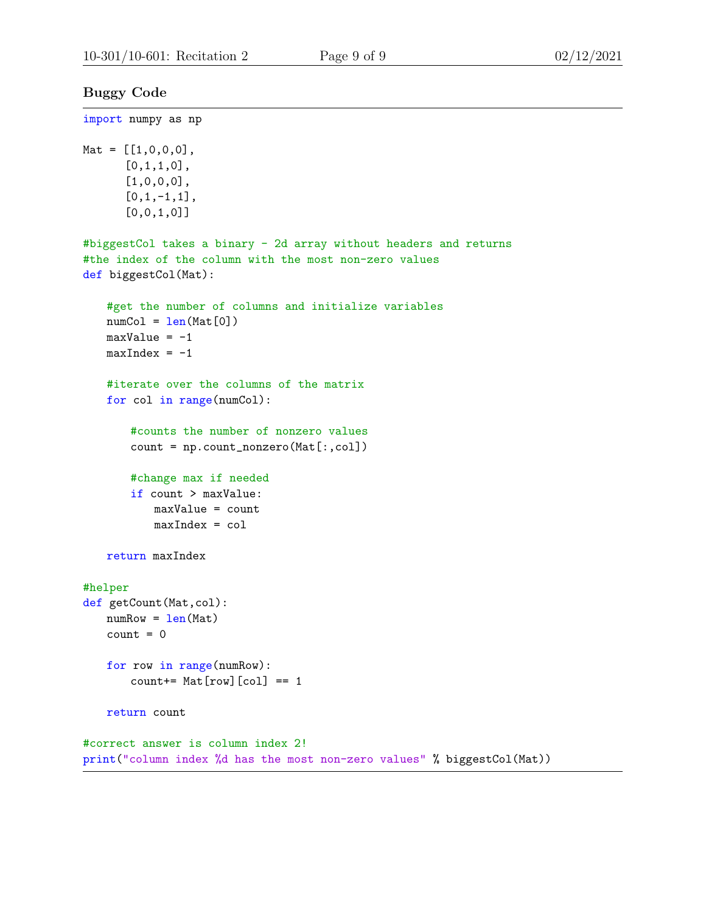### Buggy Code

```
import numpy as np

Mat = [[1,0,0,0],
      [0,1,1,0],
      [1,0,0,0],
      [0,1,-1,1],
      [0,0,1,0]]

#biggestCol takes a binary - 2d array without headers and returns
#the index of the column with the most non-zero values
def biggestCol(Mat):

    #get the number of columns and initialize variables
    numCol = len(Mat[0])
    maxValue = -1
    maxIndex = -1

    #iterate over the columns of the matrix
    for col in range(numCol):

        #counts the number of nonzero values
        count = np.count_nonzero(Mat[:,col])

        #change max if needed
        if count > maxValue:
            maxValue = count
            maxIndex = col

    return maxIndex

#helper
def getCount(Mat,col):
    numRow = len(Mat)
    count = 0

    for row in range(numRow):
        count+= Mat[row][col] == 1

    return count

#correct answer is column index 2!
print("column index %d has the most non-zero values" % biggestCol(Mat))
```